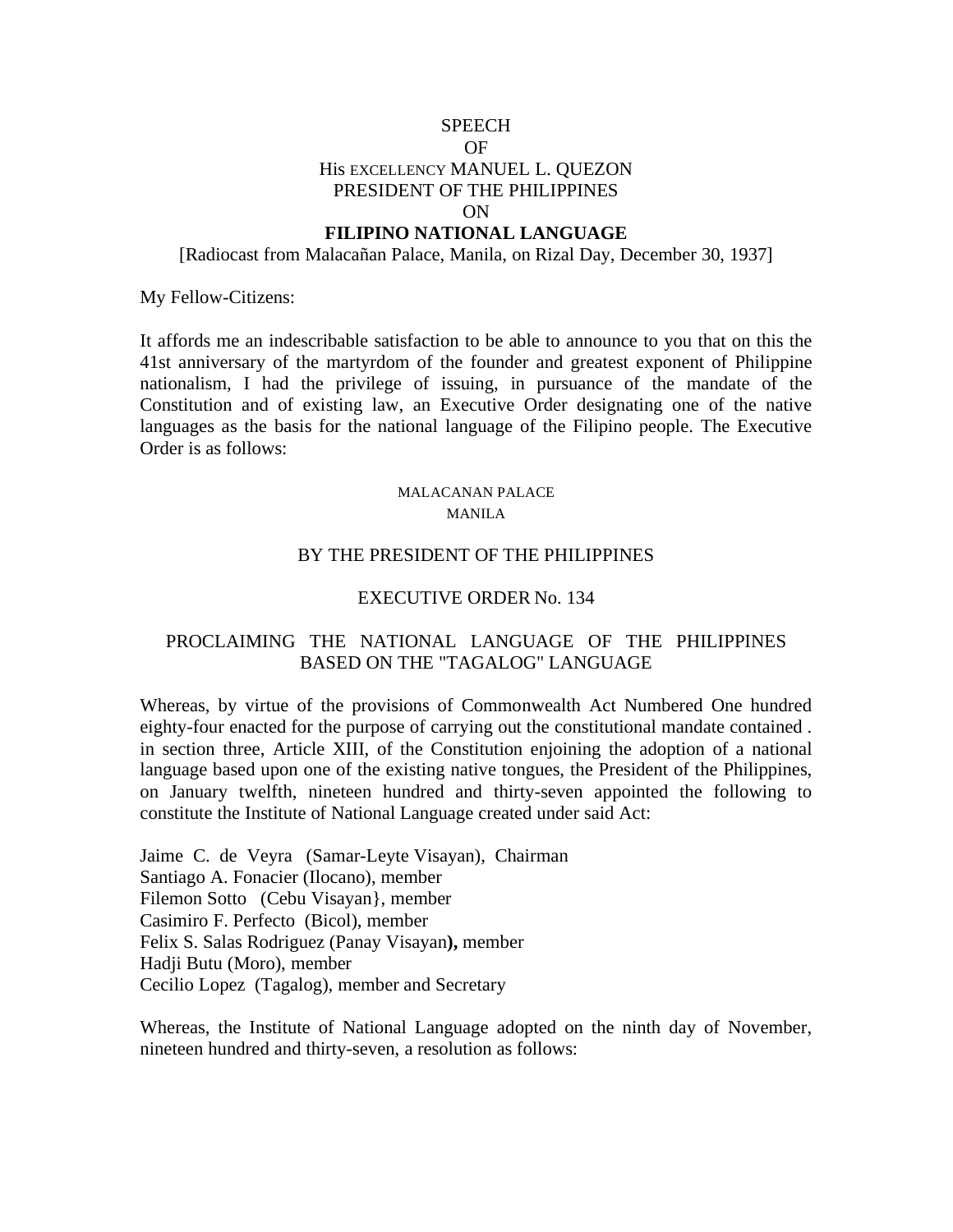# SPEECH
# OF
# His EXCELLENCY MANUEL L. QUEZON
# PRESIDENT OF THE PHILIPPINES
# ON
# FILIPINO NATIONAL LANGUAGE

[Radiocast from Malacañan Palace, Manila, on Rizal Day, December 30, 1937]

My Fellow-Citizens:

It affords me an indescribable satisfaction to be able to announce to you that on this the 41st anniversary of the martyrdom of the founder and greatest exponent of Philippine nationalism, I had the privilege of issuing, in pursuance of the mandate of the Constitution and of existing law, an Executive Order designating one of the native languages as the basis for the national language of the Filipino people. The Executive Order is as follows:

MALACANAN PALACE
MANILA

BY THE PRESIDENT OF THE PHILIPPINES

EXECUTIVE ORDER No. 134

PROCLAIMING THE NATIONAL LANGUAGE OF THE PHILIPPINES BASED ON THE "TAGALOG" LANGUAGE

Whereas, by virtue of the provisions of Commonwealth Act Numbered One hundred eighty-four enacted for the purpose of carrying out the constitutional mandate contained . in section three, Article XIII, of the Constitution enjoining the adoption of a national language based upon one of the existing native tongues, the President of the Philippines, on January twelfth, nineteen hundred and thirty-seven appointed the following to constitute the Institute of National Language created under said Act:

Jaime C. de Veyra (Samar-Leyte Visayan), Chairman
Santiago A. Fonacier (Ilocano), member
Filemon Sotto (Cebu Visayan}, member
Casimiro F. Perfecto (Bicol), member
Felix S. Salas Rodriguez (Panay Visayan), member
Hadji Butu (Moro), member
Cecilio Lopez (Tagalog), member and Secretary

Whereas, the Institute of National Language adopted on the ninth day of November, nineteen hundred and thirty-seven, a resolution as follows: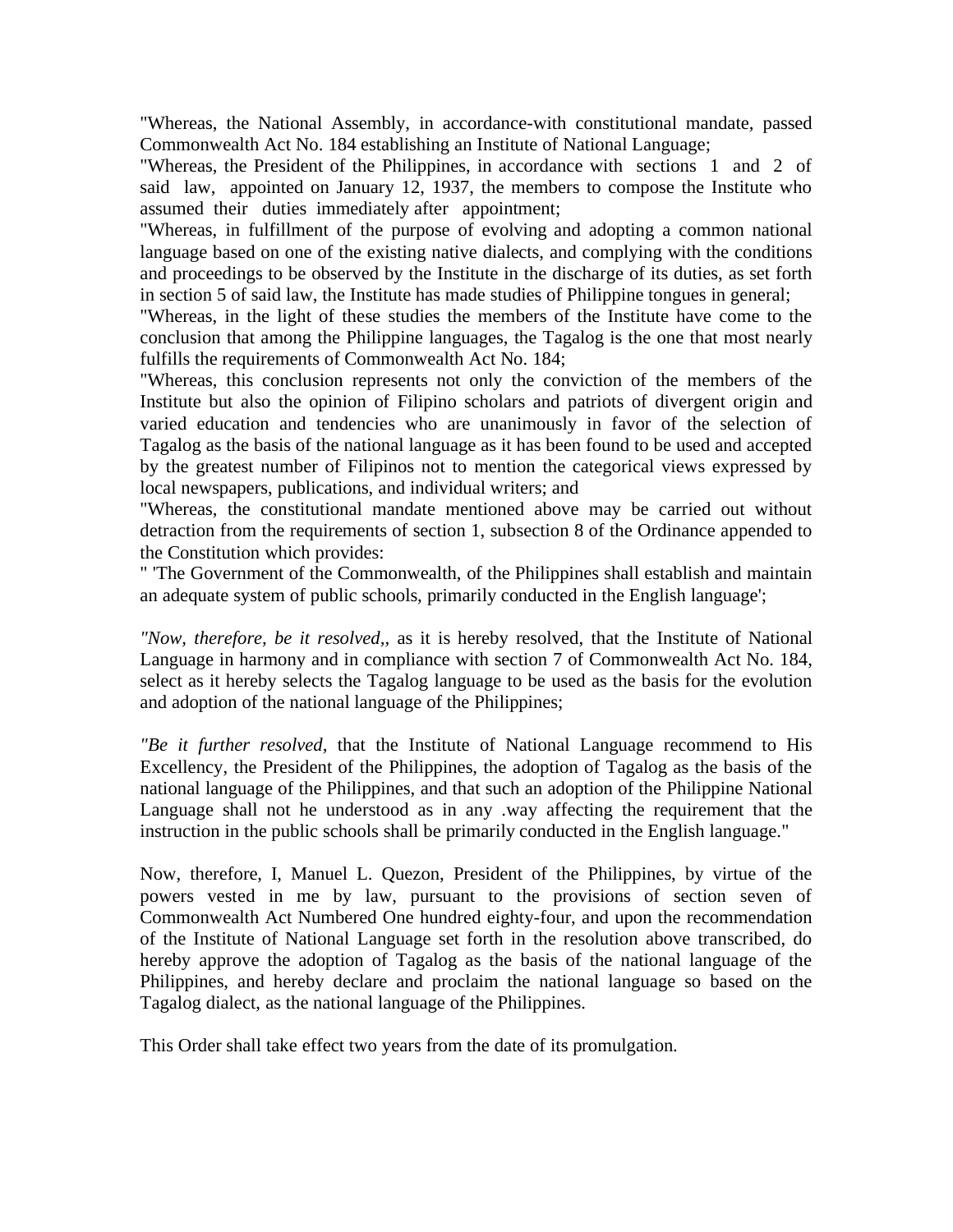"Whereas, the National Assembly, in accordance-with constitutional mandate, passed Commonwealth Act No. 184 establishing an Institute of National Language;

"Whereas, the President of the Philippines, in accordance with sections 1 and 2 of said law, appointed on January 12, 1937, the members to compose the Institute who assumed their duties immediately after appointment;

"Whereas, in fulfillment of the purpose of evolving and adopting a common national language based on one of the existing native dialects, and complying with the conditions and proceedings to be observed by the Institute in the discharge of its duties, as set forth in section 5 of said law, the Institute has made studies of Philippine tongues in general;

"Whereas, in the light of these studies the members of the Institute have come to the conclusion that among the Philippine languages, the Tagalog is the one that most nearly fulfills the requirements of Commonwealth Act No. 184;

"Whereas, this conclusion represents not only the conviction of the members of the Institute but also the opinion of Filipino scholars and patriots of divergent origin and varied education and tendencies who are unanimously in favor of the selection of Tagalog as the basis of the national language as it has been found to be used and accepted by the greatest number of Filipinos not to mention the categorical views expressed by local newspapers, publications, and individual writers; and

"Whereas, the constitutional mandate mentioned above may be carried out without detraction from the requirements of section 1, subsection 8 of the Ordinance appended to the Constitution which provides:

" 'The Government of the Commonwealth, of the Philippines shall establish and maintain an adequate system of public schools, primarily conducted in the English language';

*"Now, therefore, be it resolved,,* as it is hereby resolved, that the Institute of National Language in harmony and in compliance with section 7 of Commonwealth Act No. 184, select as it hereby selects the Tagalog language to be used as the basis for the evolution and adoption of the national language of the Philippines;

*"Be it further resolved,* that the Institute of National Language recommend to His Excellency, the President of the Philippines, the adoption of Tagalog as the basis of the national language of the Philippines, and that such an adoption of the Philippine National Language shall not he understood as in any .way affecting the requirement that the instruction in the public schools shall be primarily conducted in the English language."

Now, therefore, I, Manuel L. Quezon, President of the Philippines, by virtue of the powers vested in me by law, pursuant to the provisions of section seven of Commonwealth Act Numbered One hundred eighty-four, and upon the recommendation of the Institute of National Language set forth in the resolution above transcribed, do hereby approve the adoption of Tagalog as the basis of the national language of the Philippines, and hereby declare and proclaim the national language so based on the Tagalog dialect, as the national language of the Philippines.

This Order shall take effect two years from the date of its promulgation.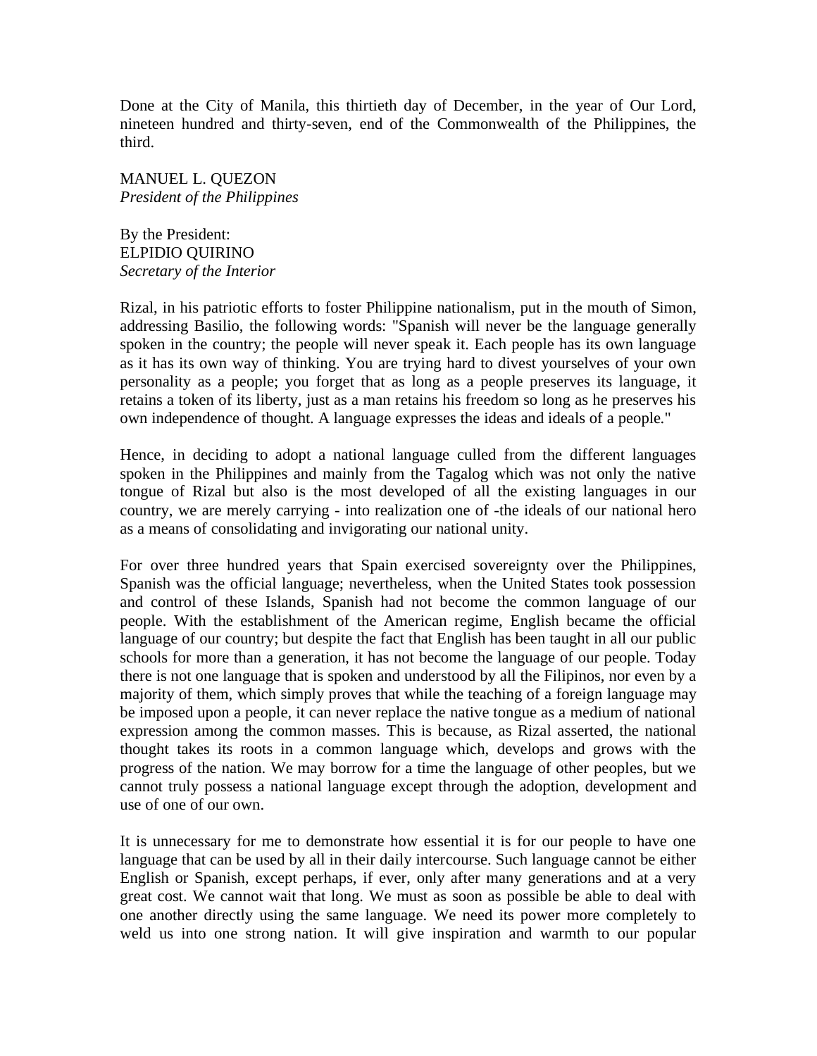Done at the City of Manila, this thirtieth day of December, in the year of Our Lord, nineteen hundred and thirty-seven, end of the Commonwealth of the Philippines, the third.

MANUEL L. QUEZON  
*President of the Philippines*

By the President:  
ELPIDIO QUIRINO  
*Secretary of the Interior*

Rizal, in his patriotic efforts to foster Philippine nationalism, put in the mouth of Simon, addressing Basilio, the following words: "Spanish will never be the language generally spoken in the country; the people will never speak it. Each people has its own language as it has its own way of thinking. You are trying hard to divest yourselves of your own personality as a people; you forget that as long as a people preserves its language, it retains a token of its liberty, just as a man retains his freedom so long as he preserves his own independence of thought. A language expresses the ideas and ideals of a people."

Hence, in deciding to adopt a national language culled from the different languages spoken in the Philippines and mainly from the Tagalog which was not only the native tongue of Rizal but also is the most developed of all the existing languages in our country, we are merely carrying - into realization one of -the ideals of our national hero as a means of consolidating and invigorating our national unity.

For over three hundred years that Spain exercised sovereignty over the Philippines, Spanish was the official language; nevertheless, when the United States took possession and control of these Islands, Spanish had not become the common language of our people. With the establishment of the American regime, English became the official language of our country; but despite the fact that English has been taught in all our public schools for more than a generation, it has not become the language of our people. Today there is not one language that is spoken and understood by all the Filipinos, nor even by a majority of them, which simply proves that while the teaching of a foreign language may be imposed upon a people, it can never replace the native tongue as a medium of national expression among the common masses. This is because, as Rizal asserted, the national thought takes its roots in a common language which, develops and grows with the progress of the nation. We may borrow for a time the language of other peoples, but we cannot truly possess a national language except through the adoption, development and use of one of our own.

It is unnecessary for me to demonstrate how essential it is for our people to have one language that can be used by all in their daily intercourse. Such language cannot be either English or Spanish, except perhaps, if ever, only after many generations and at a very great cost. We cannot wait that long. We must as soon as possible be able to deal with one another directly using the same language. We need its power more completely to weld us into one strong nation. It will give inspiration and warmth to our popular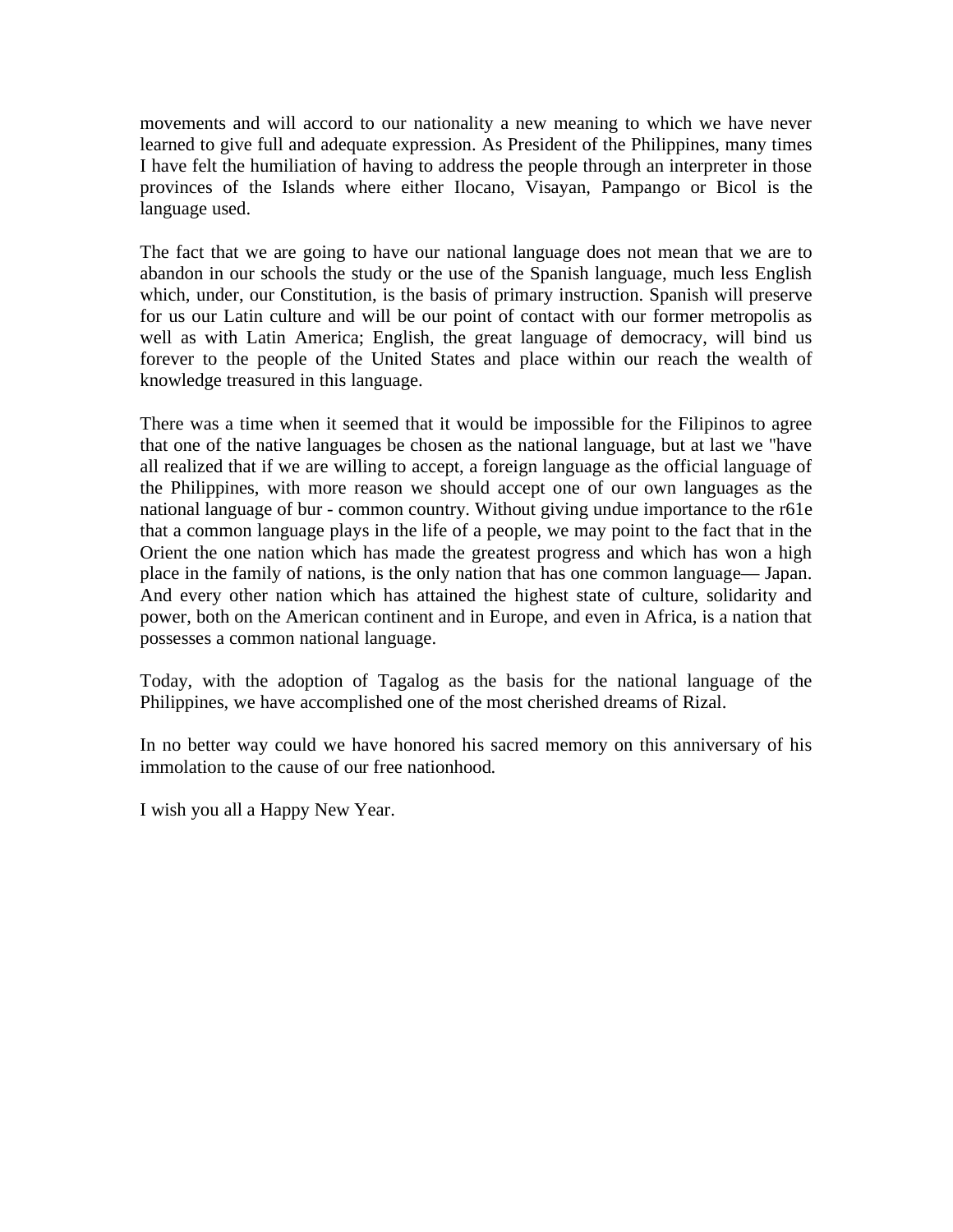movements and will accord to our nationality a new meaning to which we have never learned to give full and adequate expression. As President of the Philippines, many times I have felt the humiliation of having to address the people through an interpreter in those provinces of the Islands where either Ilocano, Visayan, Pampango or Bicol is the language used.

The fact that we are going to have our national language does not mean that we are to abandon in our schools the study or the use of the Spanish language, much less English which, under, our Constitution, is the basis of primary instruction. Spanish will preserve for us our Latin culture and will be our point of contact with our former metropolis as well as with Latin America; English, the great language of democracy, will bind us forever to the people of the United States and place within our reach the wealth of knowledge treasured in this language.

There was a time when it seemed that it would be impossible for the Filipinos to agree that one of the native languages be chosen as the national language, but at last we "have all realized that if we are willing to accept, a foreign language as the official language of the Philippines, with more reason we should accept one of our own languages as the national language of bur - common country. Without giving undue importance to the r61e that a common language plays in the life of a people, we may point to the fact that in the Orient the one nation which has made the greatest progress and which has won a high place in the family of nations, is the only nation that has one common language— Japan. And every other nation which has attained the highest state of culture, solidarity and power, both on the American continent and in Europe, and even in Africa, is a nation that possesses a common national language.

Today, with the adoption of Tagalog as the basis for the national language of the Philippines, we have accomplished one of the most cherished dreams of Rizal.

In no better way could we have honored his sacred memory on this anniversary of his immolation to the cause of our free nationhood.

I wish you all a Happy New Year.